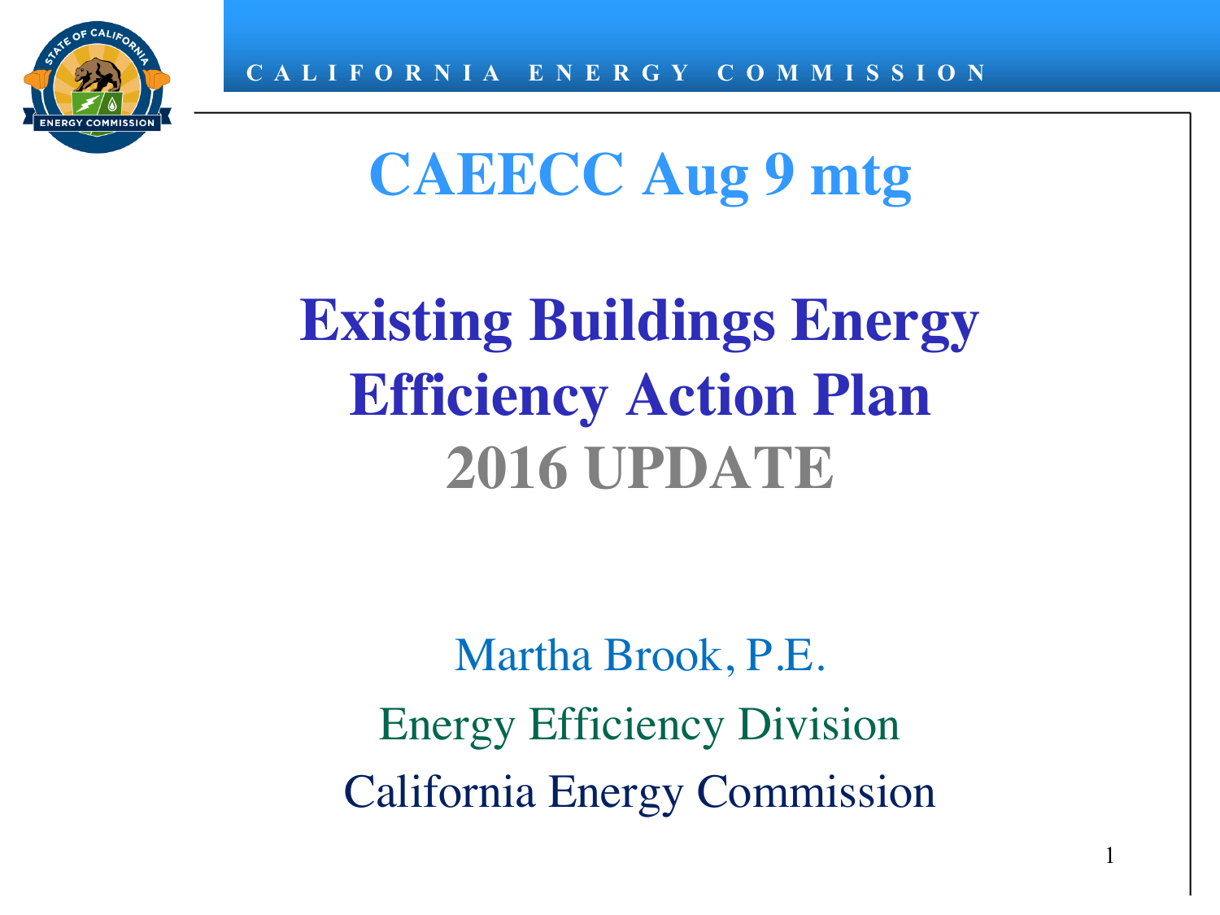# CAEECC Aug 9 mtg

# Existing Buildings Energy Efficiency Action Plan

## 2016 UPDATE

Martha Brook, P.E.

Energy Efficiency Division

California Energy Commission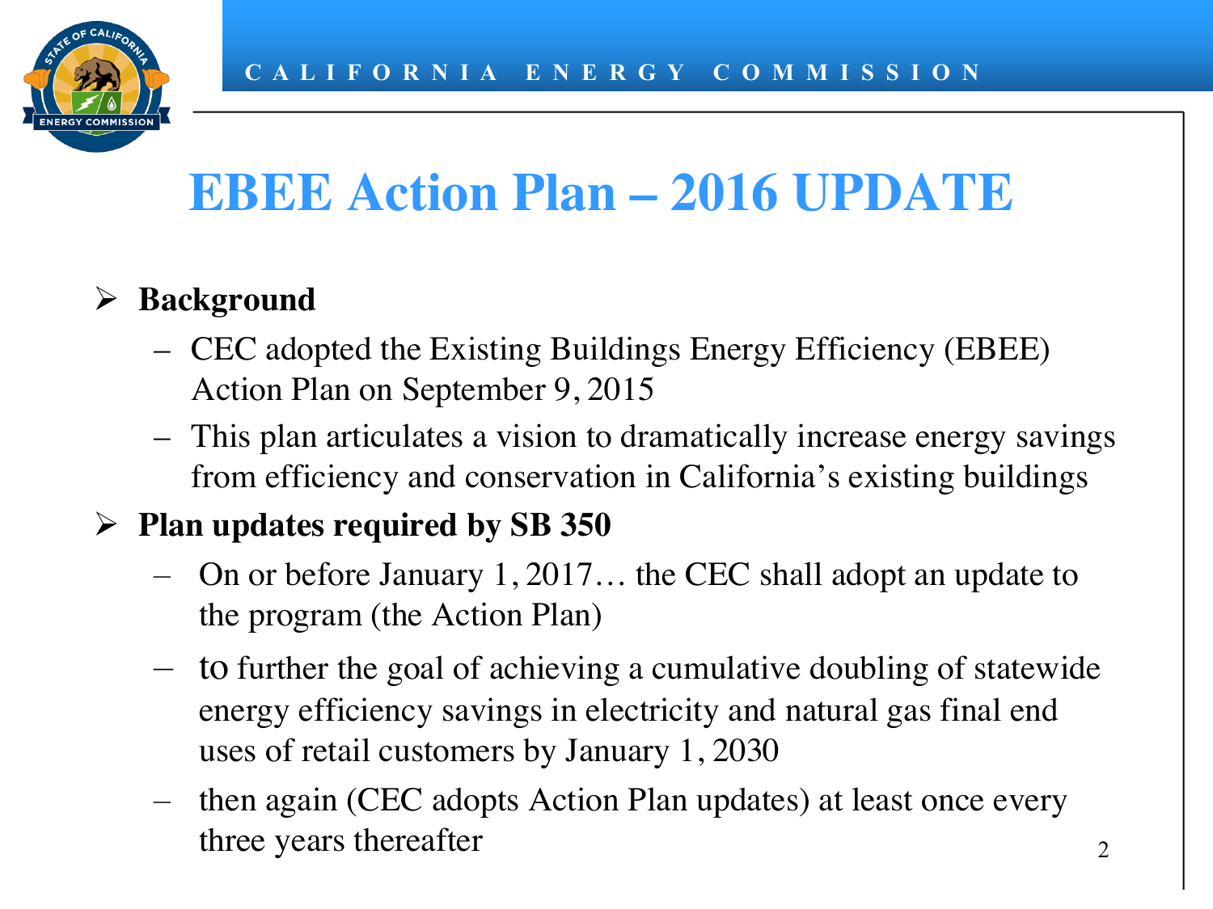# EBEE Action Plan – 2016 UPDATE

- **Background**
  - CEC adopted the Existing Buildings Energy Efficiency (EBEE) Action Plan on September 9, 2015
  - This plan articulates a vision to dramatically increase energy savings from efficiency and conservation in California's existing buildings
- **Plan updates required by SB 350**
  - On or before January 1, 2017… the CEC shall adopt an update to the program (the Action Plan)
  - to further the goal of achieving a cumulative doubling of statewide energy efficiency savings in electricity and natural gas final end uses of retail customers by January 1, 2030
  - then again (CEC adopts Action Plan updates) at least once every three years thereafter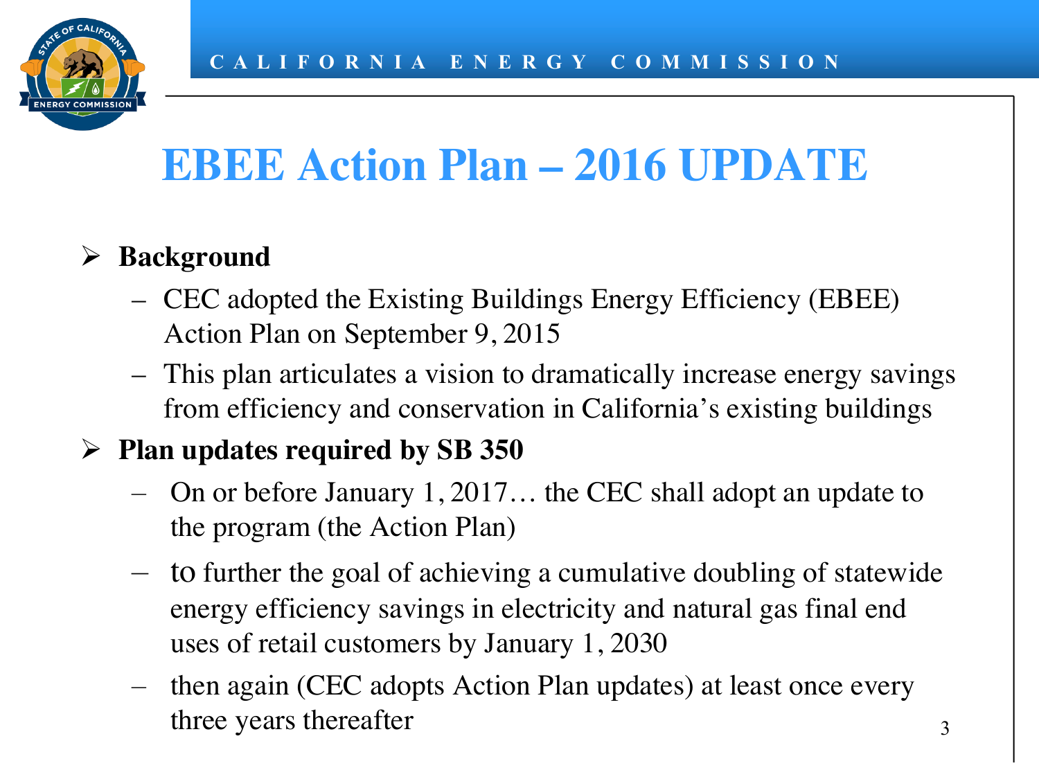# EBEE Action Plan – 2016 UPDATE

- **Background**
  - CEC adopted the Existing Buildings Energy Efficiency (EBEE) Action Plan on September 9, 2015
  - This plan articulates a vision to dramatically increase energy savings from efficiency and conservation in California's existing buildings
- **Plan updates required by SB 350**
  - On or before January 1, 2017… the CEC shall adopt an update to the program (the Action Plan)
  - to further the goal of achieving a cumulative doubling of statewide energy efficiency savings in electricity and natural gas final end uses of retail customers by January 1, 2030
  - then again (CEC adopts Action Plan updates) at least once every three years thereafter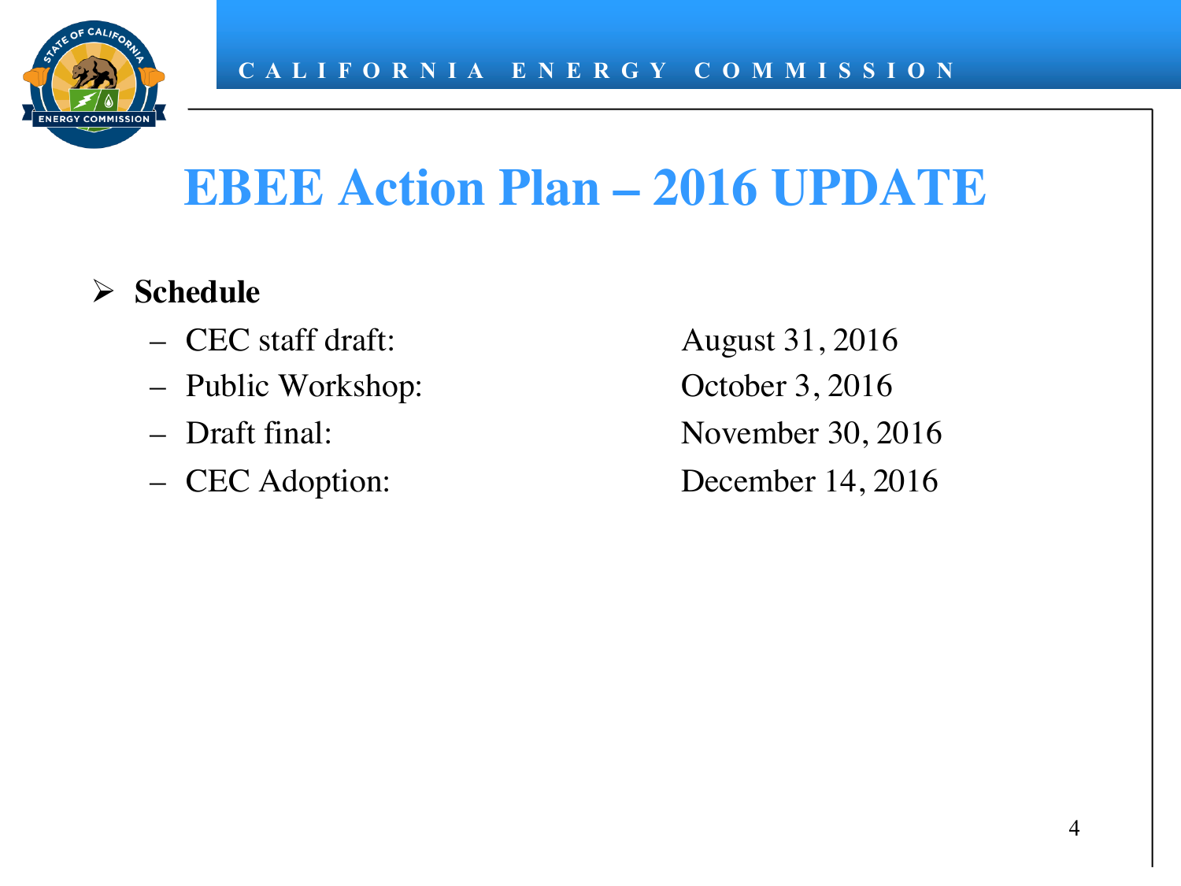# EBEE Action Plan – 2016 UPDATE

- **Schedule**
  - CEC staff draft: August 31, 2016
  - Public Workshop: October 3, 2016
  - Draft final: November 30, 2016
  - CEC Adoption: December 14, 2016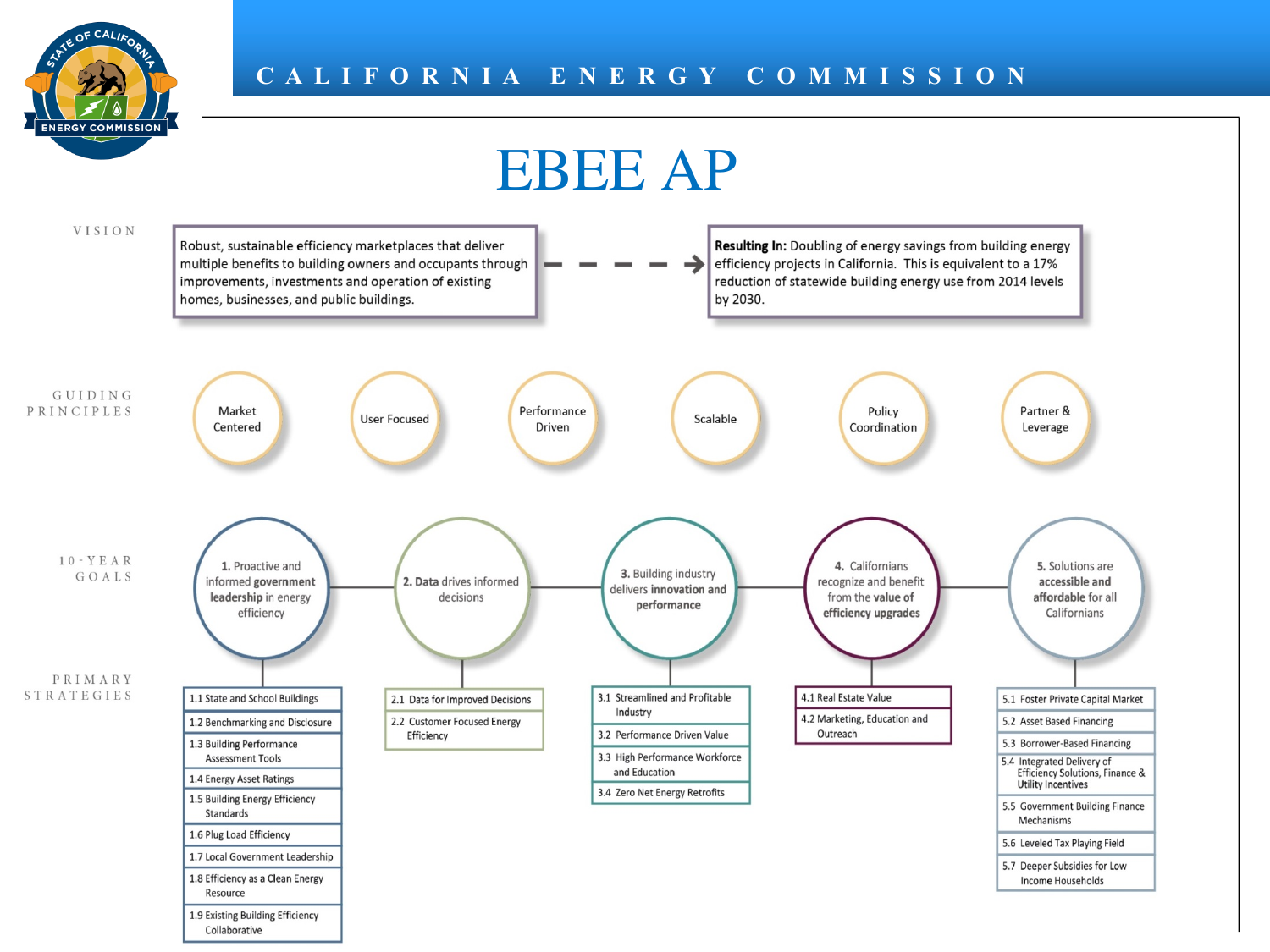# EBEE AP

## VISION

Robust, sustainable efficiency marketplaces that deliver multiple benefits to building owners and occupants through improvements, investments and operation of existing homes, businesses, and public buildings.

**Resulting In:** Doubling of energy savings from building energy efficiency projects in California. This is equivalent to a 17% reduction of statewide building energy use from 2014 levels by 2030.

## GUIDING PRINCIPLES

- Market Centered
- User Focused
- Performance Driven
- Scalable
- Policy Coordination
- Partner & Leverage

## 10-YEAR GOALS AND PRIMARY STRATEGIES

**1. Proactive and informed government leadership in energy efficiency**

- 1.1 State and School Buildings
- 1.2 Benchmarking and Disclosure
- 1.3 Building Performance Assessment Tools
- 1.4 Energy Asset Ratings
- 1.5 Building Energy Efficiency Standards
- 1.6 Plug Load Efficiency
- 1.7 Local Government Leadership
- 1.8 Efficiency as a Clean Energy Resource
- 1.9 Existing Building Efficiency Collaborative

**2. Data drives informed decisions**

- 2.1 Data for Improved Decisions
- 2.2 Customer Focused Energy Efficiency

**3. Building industry delivers innovation and performance**

- 3.1 Streamlined and Profitable Industry
- 3.2 Performance Driven Value
- 3.3 High Performance Workforce and Education
- 3.4 Zero Net Energy Retrofits

**4. Californians recognize and benefit from the value of efficiency upgrades**

- 4.1 Real Estate Value
- 4.2 Marketing, Education and Outreach

**5. Solutions are accessible and affordable for all Californians**

- 5.1 Foster Private Capital Market
- 5.2 Asset Based Financing
- 5.3 Borrower-Based Financing
- 5.4 Integrated Delivery of Efficiency Solutions, Finance & Utility Incentives
- 5.5 Government Building Finance Mechanisms
- 5.6 Leveled Tax Playing Field
- 5.7 Deeper Subsidies for Low Income Households